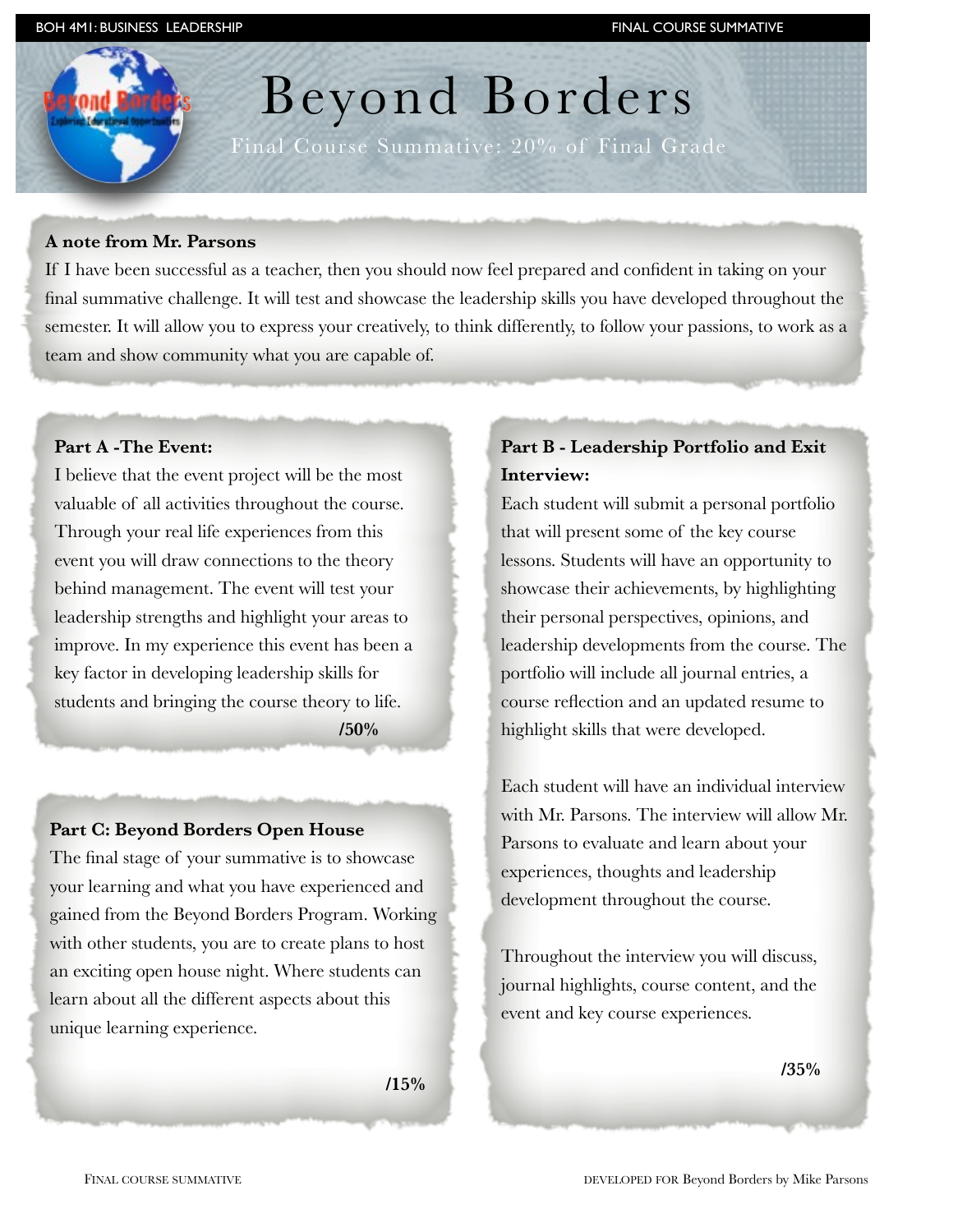# Beyond Borders

Final Course Summative: 20% of Final Grade

**A note from Mr. Parsons**

If I have been successful as a teacher, then you should now feel prepared and confident in taking on your final summative challenge. It will test and showcase the leadership skills you have developed throughout the semester. It will allow you to express your creatively, to think differently, to follow your passions, to work as a team and show community what you are capable of.

**Part A -The Event:**

I believe that the event project will be the most valuable of all activities throughout the course. Through your real life experiences from this event you will draw connections to the theory behind management. The event will test your leadership strengths and highlight your areas to improve. In my experience this event has been a key factor in developing leadership skills for students and bringing the course theory to life.

**/50%**

**Part C: Beyond Borders Open House**

The final stage of your summative is to showcase your learning and what you have experienced and gained from the Beyond Borders Program. Working with other students, you are to create plans to host an exciting open house night. Where students can learn about all the different aspects about this unique learning experience.

**/15%**

**Part B - Leadership Portfolio and Exit Interview:**

Each student will submit a personal portfolio that will present some of the key course lessons. Students will have an opportunity to showcase their achievements, by highlighting their personal perspectives, opinions, and leadership developments from the course. The portfolio will include all journal entries, a course reflection and an updated resume to highlight skills that were developed.

Each student will have an individual interview with Mr. Parsons. The interview will allow Mr. Parsons to evaluate and learn about your experiences, thoughts and leadership development throughout the course.

Throughout the interview you will discuss, journal highlights, course content, and the event and key course experiences.

**/35%**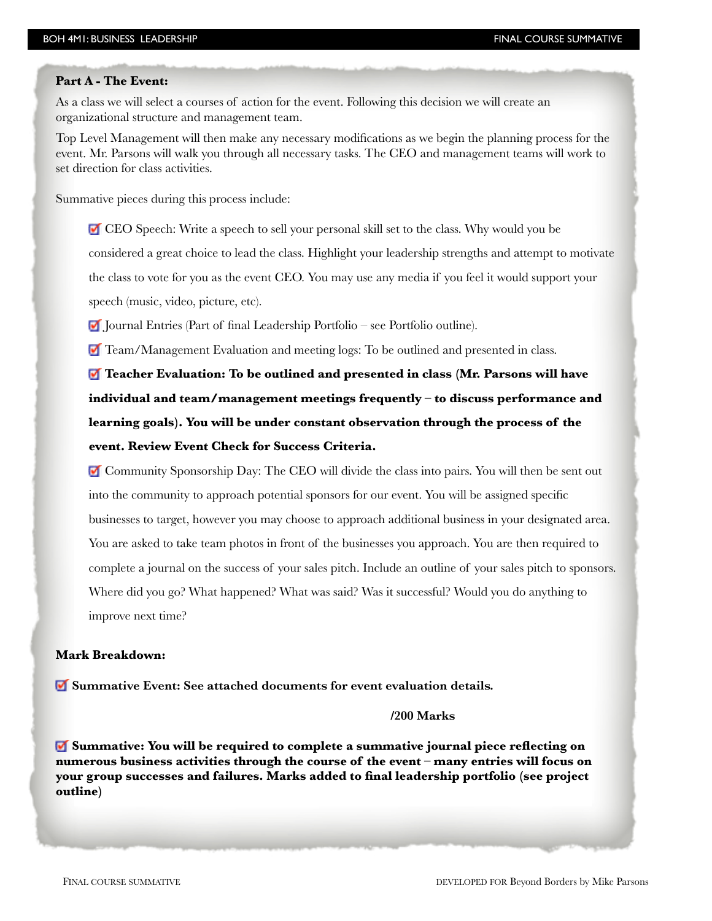**Part A - The Event:**

As a class we will select a courses of action for the event. Following this decision we will create an organizational structure and management team.

Top Level Management will then make any necessary modifications as we begin the planning process for the event. Mr. Parsons will walk you through all necessary tasks. The CEO and management teams will work to set direction for class activities.

Summative pieces during this process include:

- CEO Speech: Write a speech to sell your personal skill set to the class. Why would you be considered a great choice to lead the class. Highlight your leadership strengths and attempt to motivate the class to vote for you as the event CEO. You may use any media if you feel it would support your speech (music, video, picture, etc).
- Journal Entries (Part of final Leadership Portfolio – see Portfolio outline).
- Team/Management Evaluation and meeting logs: To be outlined and presented in class.
- **Teacher Evaluation: To be outlined and presented in class (Mr. Parsons will have individual and team/management meetings frequently – to discuss performance and learning goals). You will be under constant observation through the process of the event. Review Event Check for Success Criteria.**
- Community Sponsorship Day: The CEO will divide the class into pairs. You will then be sent out into the community to approach potential sponsors for our event. You will be assigned specific businesses to target, however you may choose to approach additional business in your designated area. You are asked to take team photos in front of the businesses you approach. You are then required to complete a journal on the success of your sales pitch. Include an outline of your sales pitch to sponsors. Where did you go? What happened? What was said? Was it successful? Would you do anything to improve next time?

**Mark Breakdown:**

- **Summative Event: See attached documents for event evaluation details.**

  **/200 Marks**

- **Summative: You will be required to complete a summative journal piece reflecting on numerous business activities through the course of the event – many entries will focus on your group successes and failures. Marks added to final leadership portfolio (see project outline)**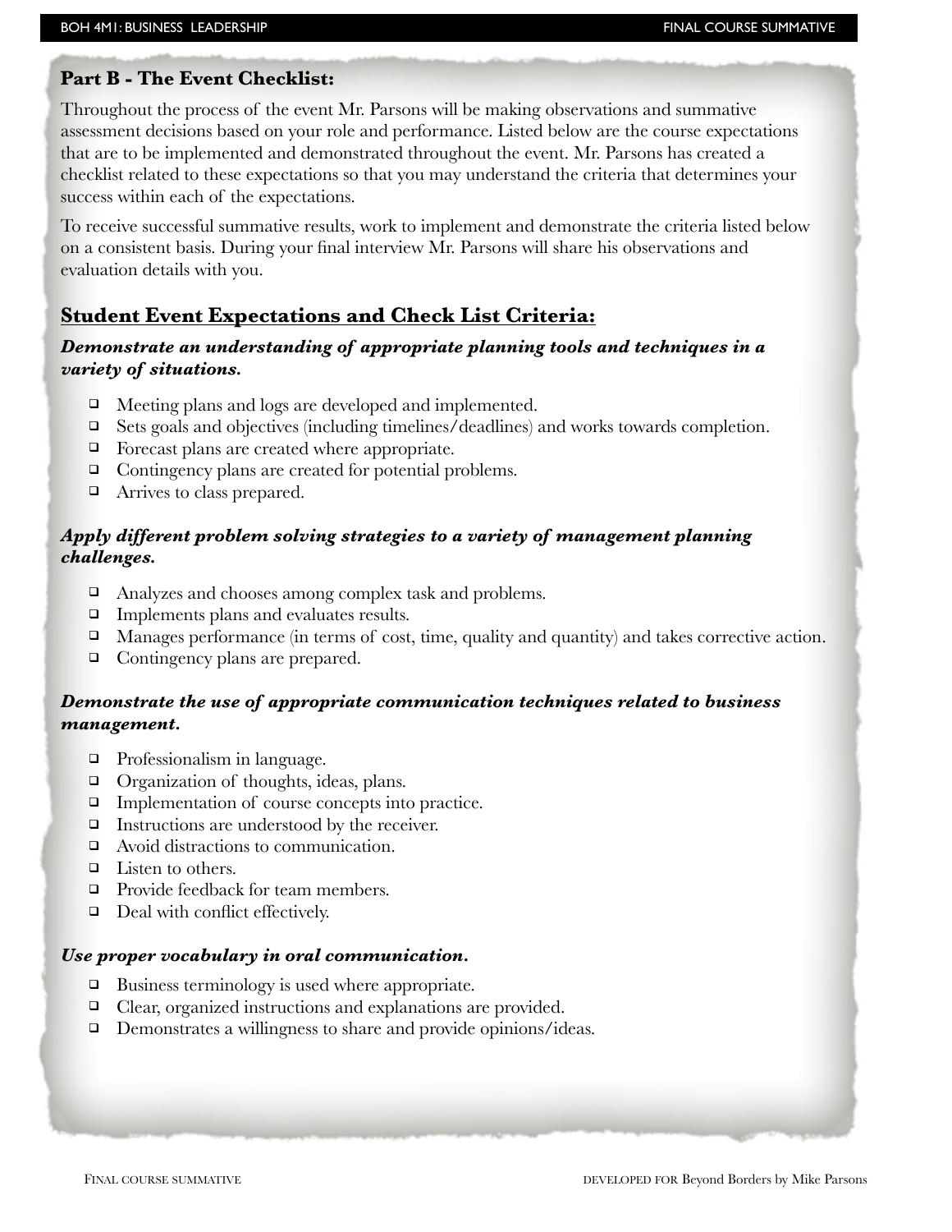## Part B - The Event Checklist:

Throughout the process of the event Mr. Parsons will be making observations and summative assessment decisions based on your role and performance. Listed below are the course expectations that are to be implemented and demonstrated throughout the event. Mr. Parsons has created a checklist related to these expectations so that you may understand the criteria that determines your success within each of the expectations.

To receive successful summative results, work to implement and demonstrate the criteria listed below on a consistent basis. During your final interview Mr. Parsons will share his observations and evaluation details with you.

## Student Event Expectations and Check List Criteria:

### *Demonstrate an understanding of appropriate planning tools and techniques in a variety of situations.*

- ❑ Meeting plans and logs are developed and implemented.
- ❑ Sets goals and objectives (including timelines/deadlines) and works towards completion.
- ❑ Forecast plans are created where appropriate.
- ❑ Contingency plans are created for potential problems.
- ❑ Arrives to class prepared.

### *Apply different problem solving strategies to a variety of management planning challenges.*

- ❑ Analyzes and chooses among complex task and problems.
- ❑ Implements plans and evaluates results.
- ❑ Manages performance (in terms of cost, time, quality and quantity) and takes corrective action.
- ❑ Contingency plans are prepared.

### *Demonstrate the use of appropriate communication techniques related to business management.*

- ❑ Professionalism in language.
- ❑ Organization of thoughts, ideas, plans.
- ❑ Implementation of course concepts into practice.
- ❑ Instructions are understood by the receiver.
- ❑ Avoid distractions to communication.
- ❑ Listen to others.
- ❑ Provide feedback for team members.
- ❑ Deal with conflict effectively.

### *Use proper vocabulary in oral communication.*

- ❑ Business terminology is used where appropriate.
- ❑ Clear, organized instructions and explanations are provided.
- ❑ Demonstrates a willingness to share and provide opinions/ideas.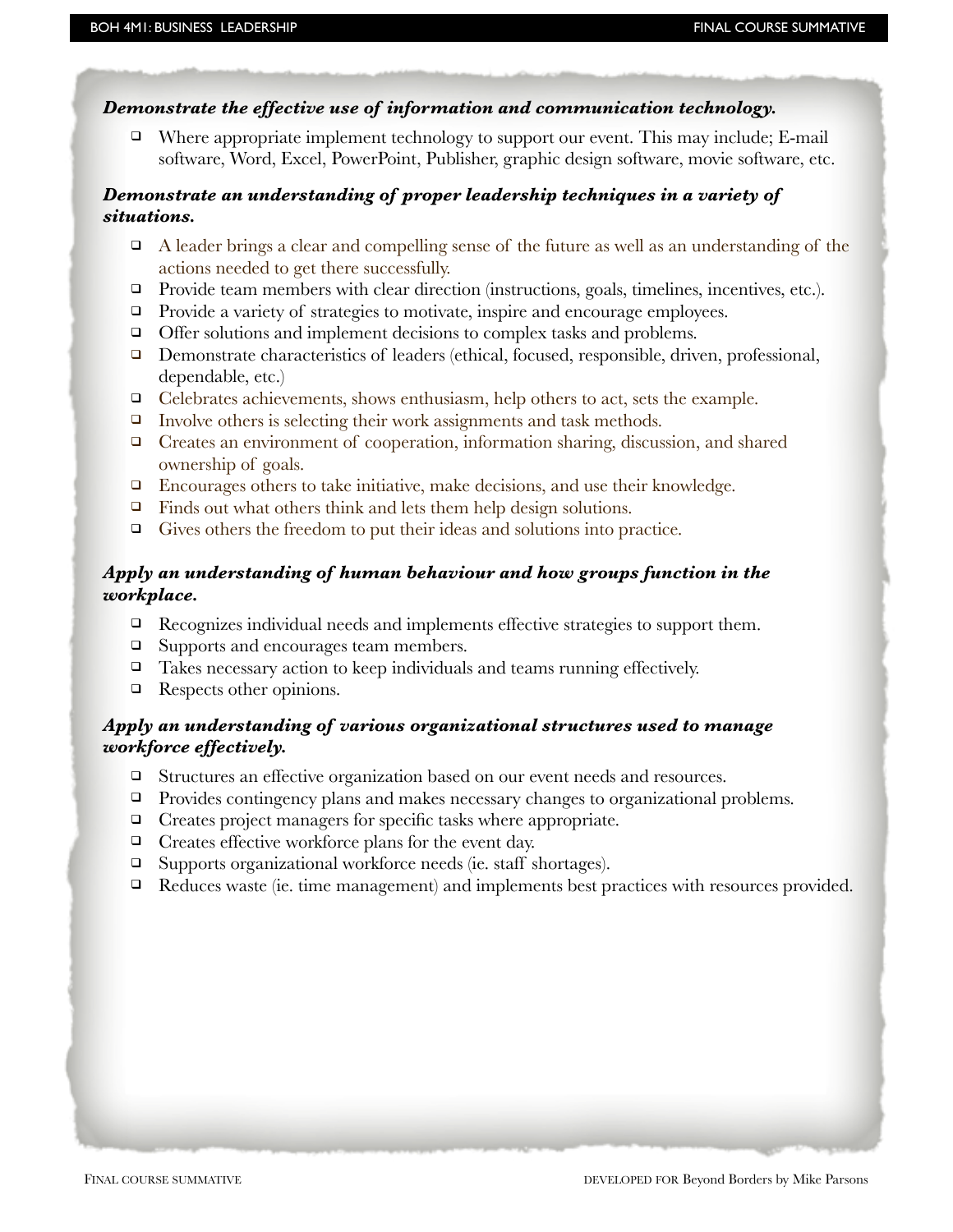***Demonstrate the effective use of information and communication technology.***

- Where appropriate implement technology to support our event. This may include; E-mail software, Word, Excel, PowerPoint, Publisher, graphic design software, movie software, etc.

***Demonstrate an understanding of proper leadership techniques in a variety of situations.***

- A leader brings a clear and compelling sense of the future as well as an understanding of the actions needed to get there successfully.
- Provide team members with clear direction (instructions, goals, timelines, incentives, etc.).
- Provide a variety of strategies to motivate, inspire and encourage employees.
- Offer solutions and implement decisions to complex tasks and problems.
- Demonstrate characteristics of leaders (ethical, focused, responsible, driven, professional, dependable, etc.)
- Celebrates achievements, shows enthusiasm, help others to act, sets the example.
- Involve others is selecting their work assignments and task methods.
- Creates an environment of cooperation, information sharing, discussion, and shared ownership of goals.
- Encourages others to take initiative, make decisions, and use their knowledge.
- Finds out what others think and lets them help design solutions.
- Gives others the freedom to put their ideas and solutions into practice.

***Apply an understanding of human behaviour and how groups function in the workplace.***

- Recognizes individual needs and implements effective strategies to support them.
- Supports and encourages team members.
- Takes necessary action to keep individuals and teams running effectively.
- Respects other opinions.

***Apply an understanding of various organizational structures used to manage workforce effectively.***

- Structures an effective organization based on our event needs and resources.
- Provides contingency plans and makes necessary changes to organizational problems.
- Creates project managers for specific tasks where appropriate.
- Creates effective workforce plans for the event day.
- Supports organizational workforce needs (ie. staff shortages).
- Reduces waste (ie. time management) and implements best practices with resources provided.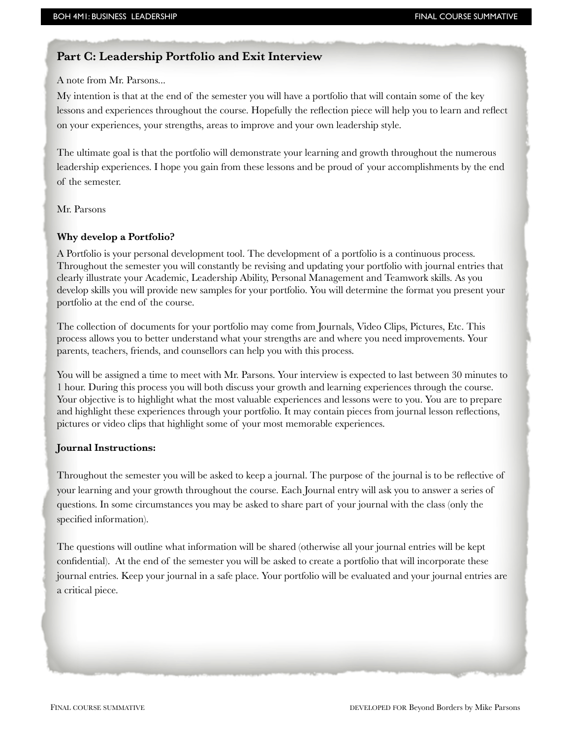## Part C: Leadership Portfolio and Exit Interview

A note from Mr. Parsons...

My intention is that at the end of the semester you will have a portfolio that will contain some of the key lessons and experiences throughout the course. Hopefully the reflection piece will help you to learn and reflect on your experiences, your strengths, areas to improve and your own leadership style.

The ultimate goal is that the portfolio will demonstrate your learning and growth throughout the numerous leadership experiences. I hope you gain from these lessons and be proud of your accomplishments by the end of the semester.

Mr. Parsons

### Why develop a Portfolio?

A Portfolio is your personal development tool. The development of a portfolio is a continuous process. Throughout the semester you will constantly be revising and updating your portfolio with journal entries that clearly illustrate your Academic, Leadership Ability, Personal Management and Teamwork skills. As you develop skills you will provide new samples for your portfolio. You will determine the format you present your portfolio at the end of the course.

The collection of documents for your portfolio may come from Journals, Video Clips, Pictures, Etc. This process allows you to better understand what your strengths are and where you need improvements. Your parents, teachers, friends, and counsellors can help you with this process.

You will be assigned a time to meet with Mr. Parsons. Your interview is expected to last between 30 minutes to 1 hour. During this process you will both discuss your growth and learning experiences through the course. Your objective is to highlight what the most valuable experiences and lessons were to you. You are to prepare and highlight these experiences through your portfolio. It may contain pieces from journal lesson reflections, pictures or video clips that highlight some of your most memorable experiences.

### Journal Instructions:

Throughout the semester you will be asked to keep a journal. The purpose of the journal is to be reflective of your learning and your growth throughout the course. Each Journal entry will ask you to answer a series of questions. In some circumstances you may be asked to share part of your journal with the class (only the specified information).

The questions will outline what information will be shared (otherwise all your journal entries will be kept confidential). At the end of the semester you will be asked to create a portfolio that will incorporate these journal entries. Keep your journal in a safe place. Your portfolio will be evaluated and your journal entries are a critical piece.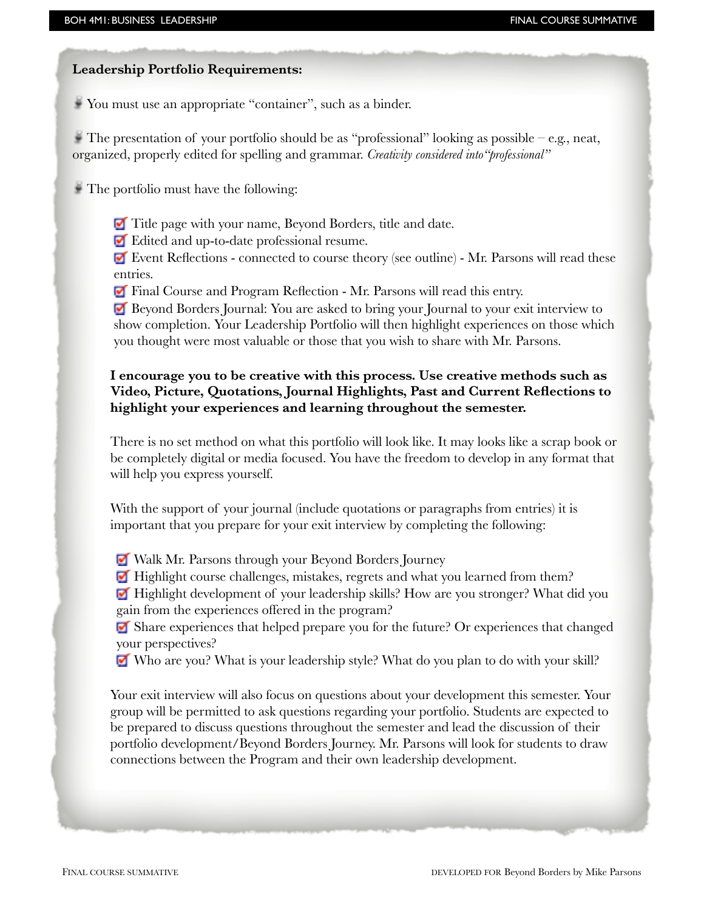**Leadership Portfolio Requirements:**

- You must use an appropriate "container", such as a binder.

- The presentation of your portfolio should be as "professional" looking as possible – e.g., neat, organized, properly edited for spelling and grammar. *Creativity considered into "professional"*

- The portfolio must have the following:

  - Title page with your name, Beyond Borders, title and date.
  - Edited and up-to-date professional resume.
  - Event Reflections - connected to course theory (see outline) - Mr. Parsons will read these entries.
  - Final Course and Program Reflection - Mr. Parsons will read this entry.
  - Beyond Borders Journal: You are asked to bring your Journal to your exit interview to show completion. Your Leadership Portfolio will then highlight experiences on those which you thought were most valuable or those that you wish to share with Mr. Parsons.

**I encourage you to be creative with this process. Use creative methods such as Video, Picture, Quotations, Journal Highlights, Past and Current Reflections to highlight your experiences and learning throughout the semester.**

There is no set method on what this portfolio will look like. It may looks like a scrap book or be completely digital or media focused. You have the freedom to develop in any format that will help you express yourself.

With the support of your journal (include quotations or paragraphs from entries) it is important that you prepare for your exit interview by completing the following:

- Walk Mr. Parsons through your Beyond Borders Journey
- Highlight course challenges, mistakes, regrets and what you learned from them?
- Highlight development of your leadership skills? How are you stronger? What did you gain from the experiences offered in the program?
- Share experiences that helped prepare you for the future? Or experiences that changed your perspectives?
- Who are you? What is your leadership style? What do you plan to do with your skill?

Your exit interview will also focus on questions about your development this semester. Your group will be permitted to ask questions regarding your portfolio. Students are expected to be prepared to discuss questions throughout the semester and lead the discussion of their portfolio development/Beyond Borders Journey. Mr. Parsons will look for students to draw connections between the Program and their own leadership development.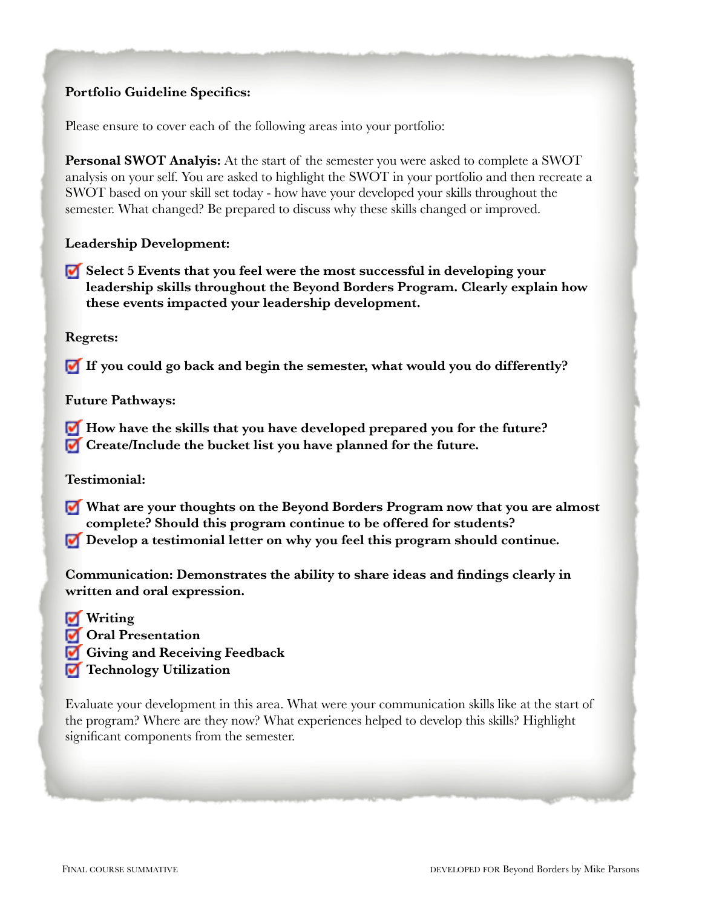**Portfolio Guideline Specifics:**

Please ensure to cover each of the following areas into your portfolio:

**Personal SWOT Analysis:** At the start of the semester you were asked to complete a SWOT analysis on your self. You are asked to highlight the SWOT in your portfolio and then recreate a SWOT based on your skill set today - how have your developed your skills throughout the semester. What changed? Be prepared to discuss why these skills changed or improved.

**Leadership Development:**

- **Select 5 Events that you feel were the most successful in developing your leadership skills throughout the Beyond Borders Program. Clearly explain how these events impacted your leadership development.**

**Regrets:**

- **If you could go back and begin the semester, what would you do differently?**

**Future Pathways:**

- **How have the skills that you have developed prepared you for the future?**
- **Create/Include the bucket list you have planned for the future.**

**Testimonial:**

- **What are your thoughts on the Beyond Borders Program now that you are almost complete? Should this program continue to be offered for students?**
- **Develop a testimonial letter on why you feel this program should continue.**

**Communication: Demonstrates the ability to share ideas and findings clearly in written and oral expression.**

- **Writing**
- **Oral Presentation**
- **Giving and Receiving Feedback**
- **Technology Utilization**

Evaluate your development in this area. What were your communication skills like at the start of the program? Where are they now? What experiences helped to develop this skills? Highlight significant components from the semester.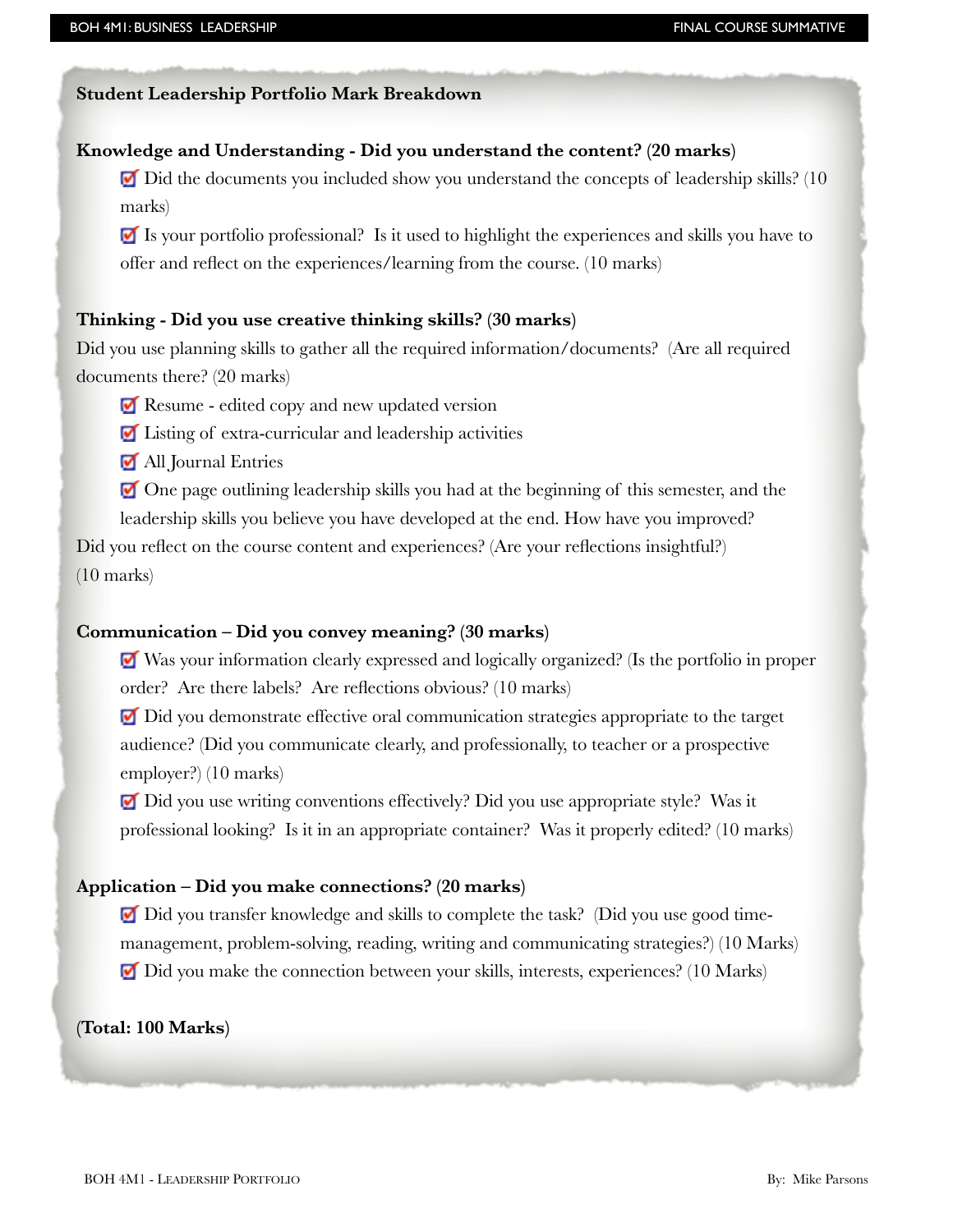**Student Leadership Portfolio Mark Breakdown**

**Knowledge and Understanding - Did you understand the content? (20 marks)**

- ☑ Did the documents you included show you understand the concepts of leadership skills? (10 marks)
- ☑ Is your portfolio professional? Is it used to highlight the experiences and skills you have to offer and reflect on the experiences/learning from the course. (10 marks)

**Thinking - Did you use creative thinking skills? (30 marks)**

Did you use planning skills to gather all the required information/documents? (Are all required documents there? (20 marks)

- ☑ Resume - edited copy and new updated version
- ☑ Listing of extra-curricular and leadership activities
- ☑ All Journal Entries
- ☑ One page outlining leadership skills you had at the beginning of this semester, and the leadership skills you believe you have developed at the end. How have you improved?

Did you reflect on the course content and experiences? (Are your reflections insightful?) (10 marks)

**Communication – Did you convey meaning? (30 marks)**

- ☑ Was your information clearly expressed and logically organized? (Is the portfolio in proper order? Are there labels? Are reflections obvious? (10 marks)
- ☑ Did you demonstrate effective oral communication strategies appropriate to the target audience? (Did you communicate clearly, and professionally, to teacher or a prospective employer?) (10 marks)
- ☑ Did you use writing conventions effectively? Did you use appropriate style? Was it professional looking? Is it in an appropriate container? Was it properly edited? (10 marks)

**Application – Did you make connections? (20 marks)**

- ☑ Did you transfer knowledge and skills to complete the task? (Did you use good time-management, problem-solving, reading, writing and communicating strategies?) (10 Marks)
- ☑ Did you make the connection between your skills, interests, experiences? (10 Marks)

**(Total: 100 Marks)**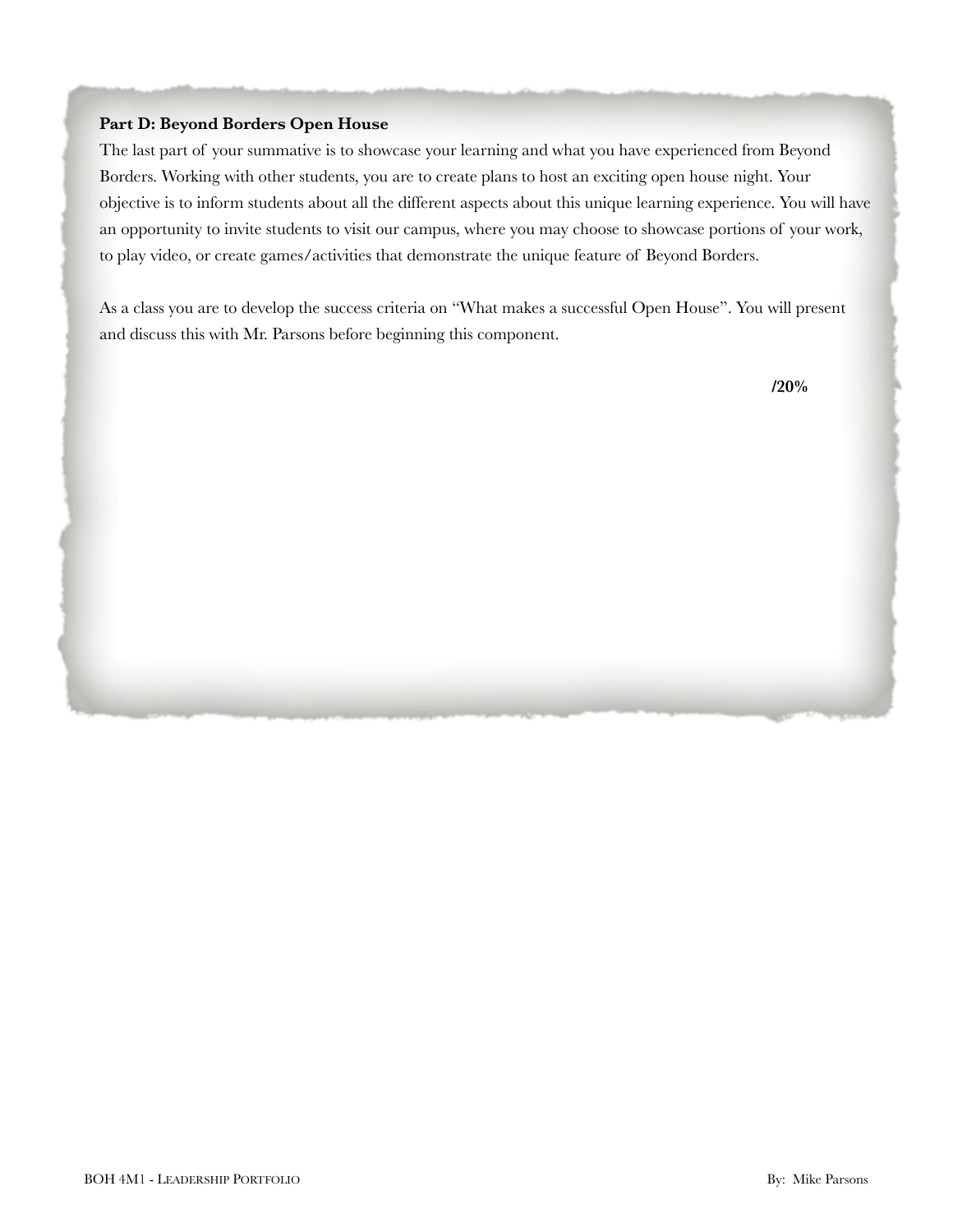**Part D: Beyond Borders Open House**

The last part of your summative is to showcase your learning and what you have experienced from Beyond Borders. Working with other students, you are to create plans to host an exciting open house night. Your objective is to inform students about all the different aspects about this unique learning experience. You will have an opportunity to invite students to visit our campus, where you may choose to showcase portions of your work, to play video, or create games/activities that demonstrate the unique feature of Beyond Borders.

As a class you are to develop the success criteria on "What makes a successful Open House". You will present and discuss this with Mr. Parsons before beginning this component.

**/20%**